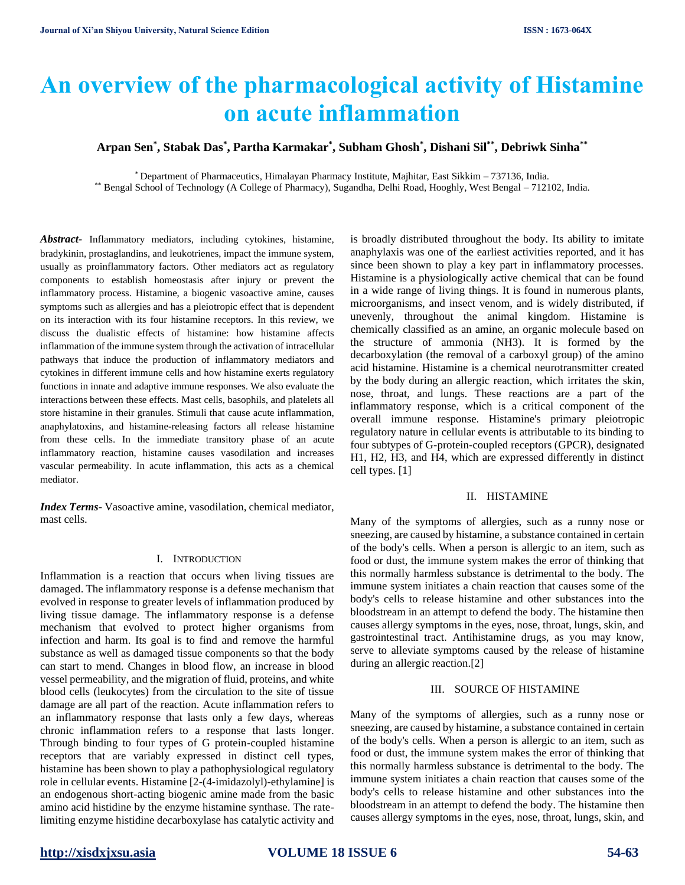# An overview of the pharmacological activity of Histamine on acute inflammation

**Arpan Sen[*], Stabak Das[*], Partha Karmakar[*], Subham Ghosh[*], Dishani Sil[**], Debriwk Sinha[**]**

[*] Department of Pharmaceutics, Himalayan Pharmacy Institute, Majhitar, East Sikkim – 737136, India.
[**] Bengal School of Technology (A College of Pharmacy), Sugandha, Delhi Road, Hooghly, West Bengal – 712102, India.

***Abstract-*** Inflammatory mediators, including cytokines, histamine, bradykinin, prostaglandins, and leukotrienes, impact the immune system, usually as proinflammatory factors. Other mediators act as regulatory components to establish homeostasis after injury or prevent the inflammatory process. Histamine, a biogenic vasoactive amine, causes symptoms such as allergies and has a pleiotropic effect that is dependent on its interaction with its four histamine receptors. In this review, we discuss the dualistic effects of histamine: how histamine affects inflammation of the immune system through the activation of intracellular pathways that induce the production of inflammatory mediators and cytokines in different immune cells and how histamine exerts regulatory functions in innate and adaptive immune responses. We also evaluate the interactions between these effects. Mast cells, basophils, and platelets all store histamine in their granules. Stimuli that cause acute inflammation, anaphylatoxins, and histamine-releasing factors all release histamine from these cells. In the immediate transitory phase of an acute inflammatory reaction, histamine causes vasodilation and increases vascular permeability. In acute inflammation, this acts as a chemical mediator.

***Index Terms-*** Vasoactive amine, vasodilation, chemical mediator, mast cells.

## I. Introduction

Inflammation is a reaction that occurs when living tissues are damaged. The inflammatory response is a defense mechanism that evolved in response to greater levels of inflammation produced by living tissue damage. The inflammatory response is a defense mechanism that evolved to protect higher organisms from infection and harm. Its goal is to find and remove the harmful substance as well as damaged tissue components so that the body can start to mend. Changes in blood flow, an increase in blood vessel permeability, and the migration of fluid, proteins, and white blood cells (leukocytes) from the circulation to the site of tissue damage are all part of the reaction. Acute inflammation refers to an inflammatory response that lasts only a few days, whereas chronic inflammation refers to a response that lasts longer. Through binding to four types of G protein-coupled histamine receptors that are variably expressed in distinct cell types, histamine has been shown to play a pathophysiological regulatory role in cellular events. Histamine [2-(4-imidazolyl)-ethylamine] is an endogenous short-acting biogenic amine made from the basic amino acid histidine by the enzyme histamine synthase. The rate-limiting enzyme histidine decarboxylase has catalytic activity and is broadly distributed throughout the body. Its ability to imitate anaphylaxis was one of the earliest activities reported, and it has since been shown to play a key part in inflammatory processes. Histamine is a physiologically active chemical that can be found in a wide range of living things. It is found in numerous plants, microorganisms, and insect venom, and is widely distributed, if unevenly, throughout the animal kingdom. Histamine is chemically classified as an amine, an organic molecule based on the structure of ammonia ($NH_3$). It is formed by the decarboxylation (the removal of a carboxyl group) of the amino acid histamine. Histamine is a chemical neurotransmitter created by the body during an allergic reaction, which irritates the skin, nose, throat, and lungs. These reactions are a part of the inflammatory response, which is a critical component of the overall immune response. Histamine's primary pleiotropic regulatory nature in cellular events is attributable to its binding to four subtypes of G-protein-coupled receptors (GPCR), designated H1, H2, H3, and H4, which are expressed differently in distinct cell types. [1]

## II. Histamine

Many of the symptoms of allergies, such as a runny nose or sneezing, are caused by histamine, a substance contained in certain of the body's cells. When a person is allergic to an item, such as food or dust, the immune system makes the error of thinking that this normally harmless substance is detrimental to the body. The immune system initiates a chain reaction that causes some of the body's cells to release histamine and other substances into the bloodstream in an attempt to defend the body. The histamine then causes allergy symptoms in the eyes, nose, throat, lungs, skin, and gastrointestinal tract. Antihistamine drugs, as you may know, serve to alleviate symptoms caused by the release of histamine during an allergic reaction.[2]

## III. Source of Histamine

Many of the symptoms of allergies, such as a runny nose or sneezing, are caused by histamine, a substance contained in certain of the body's cells. When a person is allergic to an item, such as food or dust, the immune system makes the error of thinking that this normally harmless substance is detrimental to the body. The immune system initiates a chain reaction that causes some of the body's cells to release histamine and other substances into the bloodstream in an attempt to defend the body. The histamine then causes allergy symptoms in the eyes, nose, throat, lungs, skin, and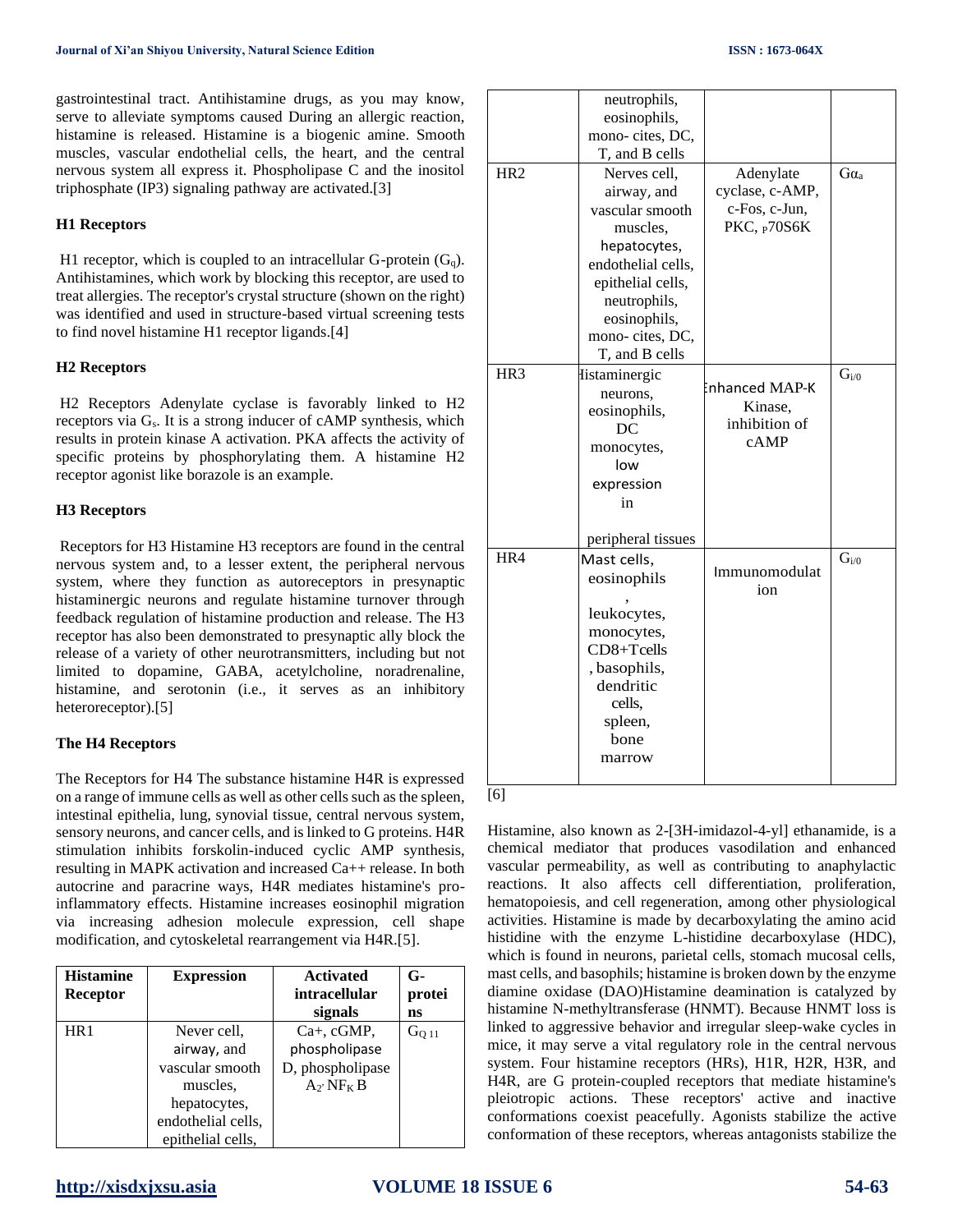gastrointestinal tract. Antihistamine drugs, as you may know, serve to alleviate symptoms caused During an allergic reaction, histamine is released. Histamine is a biogenic amine. Smooth muscles, vascular endothelial cells, the heart, and the central nervous system all express it. Phospholipase C and the inositol triphosphate (IP3) signaling pathway are activated.[3]

### H1 Receptors

H1 receptor, which is coupled to an intracellular G-protein ($G_q$). Antihistamines, which work by blocking this receptor, are used to treat allergies. The receptor's crystal structure (shown on the right) was identified and used in structure-based virtual screening tests to find novel histamine H1 receptor ligands.[4]

### H2 Receptors

H2 Receptors Adenylate cyclase is favorably linked to H2 receptors via $G_s$. It is a strong inducer of cAMP synthesis, which results in protein kinase A activation. PKA affects the activity of specific proteins by phosphorylating them. A histamine H2 receptor agonist like borazole is an example.

### H3 Receptors

Receptors for H3 Histamine H3 receptors are found in the central nervous system and, to a lesser extent, the peripheral nervous system, where they function as autoreceptors in presynaptic histaminergic neurons and regulate histamine turnover through feedback regulation of histamine production and release. The H3 receptor has also been demonstrated to presynaptic ally block the release of a variety of other neurotransmitters, including but not limited to dopamine, GABA, acetylcholine, noradrenaline, histamine, and serotonin (i.e., it serves as an inhibitory heteroreceptor).[5]

### The H4 Receptors

The Receptors for H4 The substance histamine H4R is expressed on a range of immune cells as well as other cells such as the spleen, intestinal epithelia, lung, synovial tissue, central nervous system, sensory neurons, and cancer cells, and is linked to G proteins. H4R stimulation inhibits forskolin-induced cyclic AMP synthesis, resulting in MAPK activation and increased Ca++ release. In both autocrine and paracrine ways, H4R mediates histamine's pro-inflammatory effects. Histamine increases eosinophil migration via increasing adhesion molecule expression, cell shape modification, and cytoskeletal rearrangement via H4R.[5].

| Histamine Receptor | Expression | Activated intracellular signals | G-proteins |
|---|---|---|---|
| HR1 | Never cell, airway, and vascular smooth muscles, hepatocytes, endothelial cells, epithelial cells, neutrophils, eosinophils, mono- cites, DC, T, and B cells | Ca+, cGMP, phospholipase D, phospholipase $A_2$, $NF_K B$ | $G_{Q\ 11}$ |
| HR2 | Nerves cell, airway, and vascular smooth muscles, hepatocytes, endothelial cells, epithelial cells, neutrophils, eosinophils, mono- cites, DC, T, and B cells | Adenylate cyclase, c-AMP, c-Fos, c-Jun, PKC, $_P$70S6K | $G\alpha_a$ |
| HR3 | Histaminergic neurons, eosinophils, DC monocytes, low expression in peripheral tissues | Enhanced MAP-K Kinase, inhibition of cAMP | $G_{i/0}$ |
| HR4 | Mast cells, eosinophils, leukocytes, monocytes, CD8+Tcells, basophils, dendritic cells, spleen, bone marrow | Immunomodulation | $G_{i/0}$ |

[6]

Histamine, also known as 2-[3H-imidazol-4-yl] ethanamide, is a chemical mediator that produces vasodilation and enhanced vascular permeability, as well as contributing to anaphylactic reactions. It also affects cell differentiation, proliferation, hematopoiesis, and cell regeneration, among other physiological activities. Histamine is made by decarboxylating the amino acid histidine with the enzyme L-histidine decarboxylase (HDC), which is found in neurons, parietal cells, stomach mucosal cells, mast cells, and basophils; histamine is broken down by the enzyme diamine oxidase (DAO)Histamine deamination is catalyzed by histamine N-methyltransferase (HNMT). Because HNMT loss is linked to aggressive behavior and irregular sleep-wake cycles in mice, it may serve a vital regulatory role in the central nervous system. Four histamine receptors (HRs), H1R, H2R, H3R, and H4R, are G protein-coupled receptors that mediate histamine's pleiotropic actions. These receptors' active and inactive conformations coexist peacefully. Agonists stabilize the active conformation of these receptors, whereas antagonists stabilize the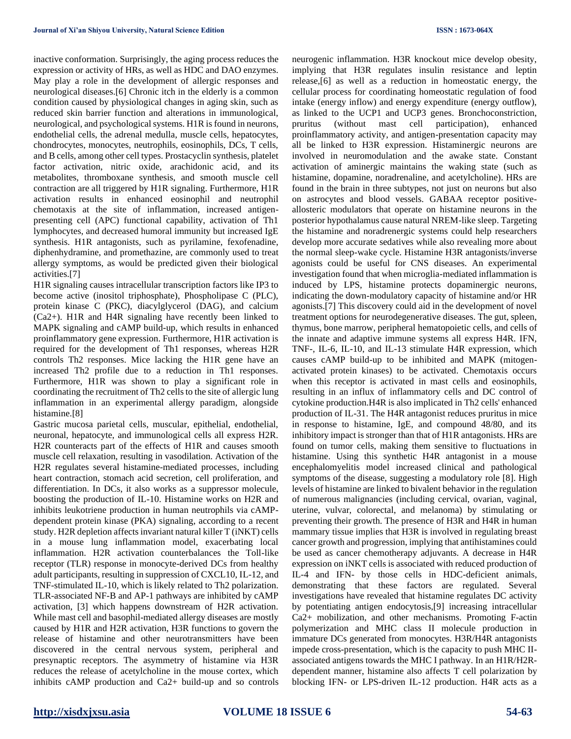inactive conformation. Surprisingly, the aging process reduces the expression or activity of HRs, as well as HDC and DAO enzymes. May play a role in the development of allergic responses and neurological diseases.[6] Chronic itch in the elderly is a common condition caused by physiological changes in aging skin, such as reduced skin barrier function and alterations in immunological, neurological, and psychological systems. H1R is found in neurons, endothelial cells, the adrenal medulla, muscle cells, hepatocytes, chondrocytes, monocytes, neutrophils, eosinophils, DCs, T cells, and B cells, among other cell types. Prostacyclin synthesis, platelet factor activation, nitric oxide, arachidonic acid, and its metabolites, thromboxane synthesis, and smooth muscle cell contraction are all triggered by H1R signaling. Furthermore, H1R activation results in enhanced eosinophil and neutrophil chemotaxis at the site of inflammation, increased antigen-presenting cell (APC) functional capability, activation of Th1 lymphocytes, and decreased humoral immunity but increased IgE synthesis. H1R antagonists, such as pyrilamine, fexofenadine, diphenhydramine, and promethazine, are commonly used to treat allergy symptoms, as would be predicted given their biological activities.[7]

H1R signaling causes intracellular transcription factors like IP3 to become active (inositol triphosphate), Phospholipase C (PLC), protein kinase C (PKC), diacylglycerol (DAG), and calcium ($Ca^{2+}$). H1R and H4R signaling have recently been linked to MAPK signaling and cAMP build-up, which results in enhanced proinflammatory gene expression. Furthermore, H1R activation is required for the development of Th1 responses, whereas H2R controls Th2 responses. Mice lacking the H1R gene have an increased Th2 profile due to a reduction in Th1 responses. Furthermore, H1R was shown to play a significant role in coordinating the recruitment of Th2 cells to the site of allergic lung inflammation in an experimental allergy paradigm, alongside histamine.[8]

Gastric mucosa parietal cells, muscular, epithelial, endothelial, neuronal, hepatocyte, and immunological cells all express H2R. H2R counteracts part of the effects of H1R and causes smooth muscle cell relaxation, resulting in vasodilation. Activation of the H2R regulates several histamine-mediated processes, including heart contraction, stomach acid secretion, cell proliferation, and differentiation. In DCs, it also works as a suppressor molecule, boosting the production of IL-10. Histamine works on H2R and inhibits leukotriene production in human neutrophils via cAMP-dependent protein kinase (PKA) signaling, according to a recent study. H2R depletion affects invariant natural killer T (iNKT) cells in a mouse lung inflammation model, exacerbating local inflammation. H2R activation counterbalances the Toll-like receptor (TLR) response in monocyte-derived DCs from healthy adult participants, resulting in suppression of CXCL10, IL-12, and TNF-stimulated IL-10, which is likely related to Th2 polarization. TLR-associated NF-B and AP-1 pathways are inhibited by cAMP activation, [3] which happens downstream of H2R activation. While mast cell and basophil-mediated allergy diseases are mostly caused by H1R and H2R activation, H3R functions to govern the release of histamine and other neurotransmitters have been discovered in the central nervous system, peripheral and presynaptic receptors. The asymmetry of histamine via H3R reduces the release of acetylcholine in the mouse cortex, which inhibits cAMP production and $Ca^{2+}$ build-up and so controls neurogenic inflammation. H3R knockout mice develop obesity, implying that H3R regulates insulin resistance and leptin release,[6] as well as a reduction in homeostatic energy, the cellular process for coordinating homeostatic regulation of food intake (energy inflow) and energy expenditure (energy outflow), as linked to the UCP1 and UCP3 genes. Bronchoconstriction, pruritus (without mast cell participation), enhanced proinflammatory activity, and antigen-presentation capacity may all be linked to H3R expression. Histaminergic neurons are involved in neuromodulation and the awake state. Constant activation of aminergic maintains the waking state (such as histamine, dopamine, noradrenaline, and acetylcholine). HRs are found in the brain in three subtypes, not just on neurons but also on astrocytes and blood vessels. GABAA receptor positive-allosteric modulators that operate on histamine neurons in the posterior hypothalamus cause natural NREM-like sleep. Targeting the histamine and noradrenergic systems could help researchers develop more accurate sedatives while also revealing more about the normal sleep-wake cycle. Histamine H3R antagonists/inverse agonists could be useful for CNS diseases. An experimental investigation found that when microglia-mediated inflammation is induced by LPS, histamine protects dopaminergic neurons, indicating the down-modulatory capacity of histamine and/or HR agonists.[7] This discovery could aid in the development of novel treatment options for neurodegenerative diseases. The gut, spleen, thymus, bone marrow, peripheral hematopoietic cells, and cells of the innate and adaptive immune systems all express H4R. IFN, TNF-, IL-6, IL-10, and IL-13 stimulate H4R expression, which causes cAMP build-up to be inhibited and MAPK (mitogen-activated protein kinases) to be activated. Chemotaxis occurs when this receptor is activated in mast cells and eosinophils, resulting in an influx of inflammatory cells and DC control of cytokine production.H4R is also implicated in Th2 cells' enhanced production of IL-31. The H4R antagonist reduces pruritus in mice in response to histamine, IgE, and compound 48/80, and its inhibitory impact is stronger than that of H1R antagonists. HRs are found on tumor cells, making them sensitive to fluctuations in histamine. Using this synthetic H4R antagonist in a mouse encephalomyelitis model increased clinical and pathological symptoms of the disease, suggesting a modulatory role [8]. High levels of histamine are linked to bivalent behavior in the regulation of numerous malignancies (including cervical, ovarian, vaginal, uterine, vulvar, colorectal, and melanoma) by stimulating or preventing their growth. The presence of H3R and H4R in human mammary tissue implies that H3R is involved in regulating breast cancer growth and progression, implying that antihistamines could be used as cancer chemotherapy adjuvants. A decrease in H4R expression on iNKT cells is associated with reduced production of IL-4 and IFN- by those cells in HDC-deficient animals, demonstrating that these factors are regulated. Several investigations have revealed that histamine regulates DC activity by potentiating antigen endocytosis,[9] increasing intracellular $Ca^{2+}$ mobilization, and other mechanisms. Promoting F-actin polymerization and MHC class II molecule production in immature DCs generated from monocytes. H3R/H4R antagonists impede cross-presentation, which is the capacity to push MHC II-associated antigens towards the MHC I pathway. In an H1R/H2R-dependent manner, histamine also affects T cell polarization by blocking IFN- or LPS-driven IL-12 production. H4R acts as a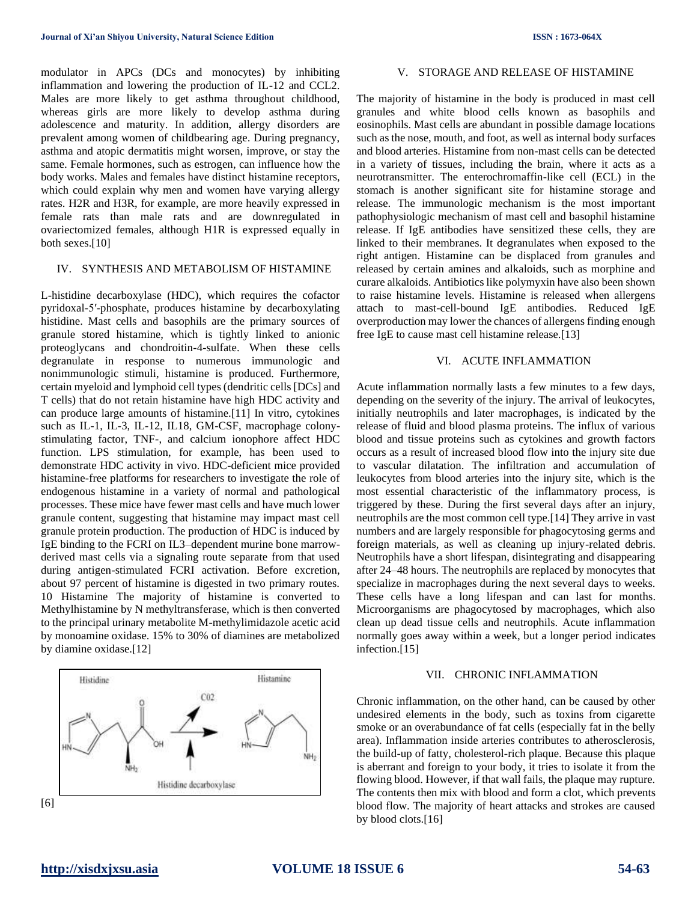modulator in APCs (DCs and monocytes) by inhibiting inflammation and lowering the production of IL-12 and CCL2. Males are more likely to get asthma throughout childhood, whereas girls are more likely to develop asthma during adolescence and maturity. In addition, allergy disorders are prevalent among women of childbearing age. During pregnancy, asthma and atopic dermatitis might worsen, improve, or stay the same. Female hormones, such as estrogen, can influence how the body works. Males and females have distinct histamine receptors, which could explain why men and women have varying allergy rates. H2R and H3R, for example, are more heavily expressed in female rats than male rats and are downregulated in ovariectomized females, although H1R is expressed equally in both sexes.[10]

## IV. SYNTHESIS AND METABOLISM OF HISTAMINE

L-histidine decarboxylase (HDC), which requires the cofactor pyridoxal-5′-phosphate, produces histamine by decarboxylating histidine. Mast cells and basophils are the primary sources of granule stored histamine, which is tightly linked to anionic proteoglycans and chondroitin-4-sulfate. When these cells degranulate in response to numerous immunologic and nonimmunologic stimuli, histamine is produced. Furthermore, certain myeloid and lymphoid cell types (dendritic cells [DCs] and T cells) that do not retain histamine have high HDC activity and can produce large amounts of histamine.[11] In vitro, cytokines such as IL-1, IL-3, IL-12, IL18, GM-CSF, macrophage colony-stimulating factor, TNF-, and calcium ionophore affect HDC function. LPS stimulation, for example, has been used to demonstrate HDC activity in vivo. HDC-deficient mice provided histamine-free platforms for researchers to investigate the role of endogenous histamine in a variety of normal and pathological processes. These mice have fewer mast cells and have much lower granule content, suggesting that histamine may impact mast cell granule protein production. The production of HDC is induced by IgE binding to the FCRI on IL3–dependent murine bone marrow-derived mast cells via a signaling route separate from that used during antigen-stimulated FCRI activation. Before excretion, about 97 percent of histamine is digested in two primary routes. 10 Histamine The majority of histamine is converted to Methylhistamine by N methyltransferase, which is then converted to the principal urinary metabolite M-methylimidazole acetic acid by monoamine oxidase. 15% to 30% of diamines are metabolized by diamine oxidase.[12]

[6]

## V. STORAGE AND RELEASE OF HISTAMINE

The majority of histamine in the body is produced in mast cell granules and white blood cells known as basophils and eosinophils. Mast cells are abundant in possible damage locations such as the nose, mouth, and foot, as well as internal body surfaces and blood arteries. Histamine from non-mast cells can be detected in a variety of tissues, including the brain, where it acts as a neurotransmitter. The enterochromaffin-like cell (ECL) in the stomach is another significant site for histamine storage and release. The immunologic mechanism is the most important pathophysiologic mechanism of mast cell and basophil histamine release. If IgE antibodies have sensitized these cells, they are linked to their membranes. It degranulates when exposed to the right antigen. Histamine can be displaced from granules and released by certain amines and alkaloids, such as morphine and curare alkaloids. Antibiotics like polymyxin have also been shown to raise histamine levels. Histamine is released when allergens attach to mast-cell-bound IgE antibodies. Reduced IgE overproduction may lower the chances of allergens finding enough free IgE to cause mast cell histamine release.[13]

## VI. ACUTE INFLAMMATION

Acute inflammation normally lasts a few minutes to a few days, depending on the severity of the injury. The arrival of leukocytes, initially neutrophils and later macrophages, is indicated by the release of fluid and blood plasma proteins. The influx of various blood and tissue proteins such as cytokines and growth factors occurs as a result of increased blood flow into the injury site due to vascular dilatation. The infiltration and accumulation of leukocytes from blood arteries into the injury site, which is the most essential characteristic of the inflammatory process, is triggered by these. During the first several days after an injury, neutrophils are the most common cell type.[14] They arrive in vast numbers and are largely responsible for phagocytosing germs and foreign materials, as well as cleaning up injury-related debris. Neutrophils have a short lifespan, disintegrating and disappearing after 24–48 hours. The neutrophils are replaced by monocytes that specialize in macrophages during the next several days to weeks. These cells have a long lifespan and can last for months. Microorganisms are phagocytosed by macrophages, which also clean up dead tissue cells and neutrophils. Acute inflammation normally goes away within a week, but a longer period indicates infection.[15]

## VII. CHRONIC INFLAMMATION

Chronic inflammation, on the other hand, can be caused by other undesired elements in the body, such as toxins from cigarette smoke or an overabundance of fat cells (especially fat in the belly area). Inflammation inside arteries contributes to atherosclerosis, the build-up of fatty, cholesterol-rich plaque. Because this plaque is aberrant and foreign to your body, it tries to isolate it from the flowing blood. However, if that wall fails, the plaque may rupture. The contents then mix with blood and form a clot, which prevents blood flow. The majority of heart attacks and strokes are caused by blood clots.[16]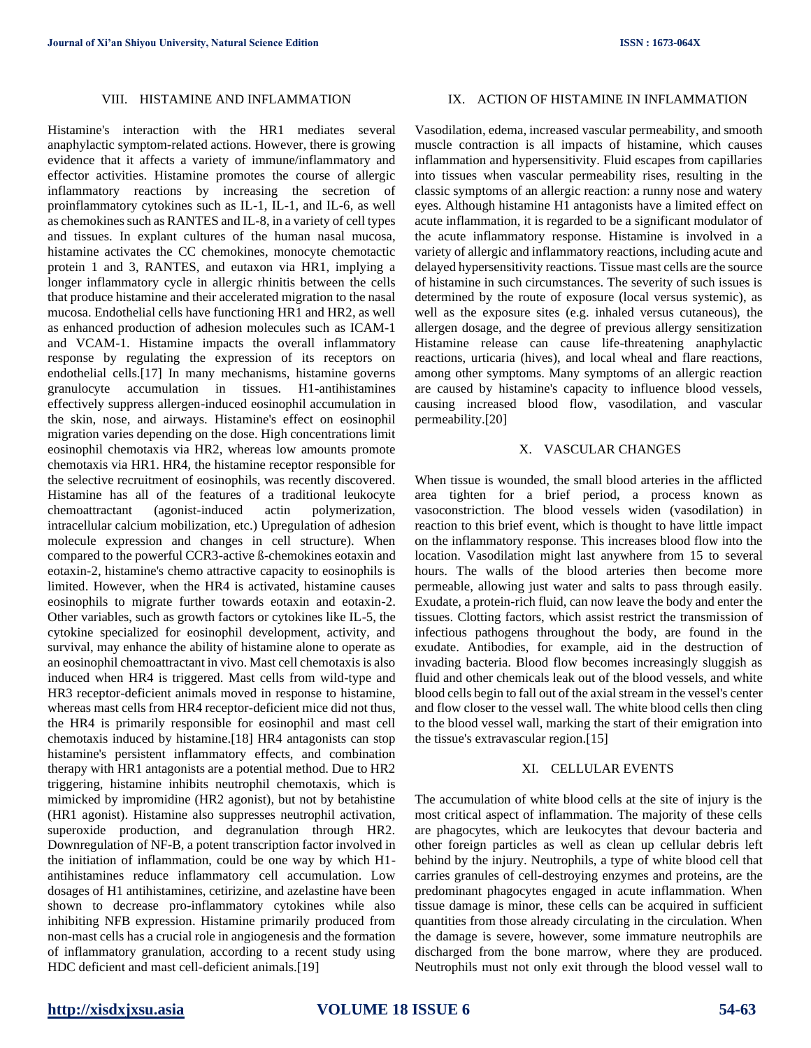## VIII. HISTAMINE AND INFLAMMATION

Histamine's interaction with the HR1 mediates several anaphylactic symptom-related actions. However, there is growing evidence that it affects a variety of immune/inflammatory and effector activities. Histamine promotes the course of allergic inflammatory reactions by increasing the secretion of proinflammatory cytokines such as IL-1, IL-1, and IL-6, as well as chemokines such as RANTES and IL-8, in a variety of cell types and tissues. In explant cultures of the human nasal mucosa, histamine activates the CC chemokines, monocyte chemotactic protein 1 and 3, RANTES, and eutaxon via HR1, implying a longer inflammatory cycle in allergic rhinitis between the cells that produce histamine and their accelerated migration to the nasal mucosa. Endothelial cells have functioning HR1 and HR2, as well as enhanced production of adhesion molecules such as ICAM-1 and VCAM-1. Histamine impacts the overall inflammatory response by regulating the expression of its receptors on endothelial cells.[17] In many mechanisms, histamine governs granulocyte accumulation in tissues. H1-antihistamines effectively suppress allergen-induced eosinophil accumulation in the skin, nose, and airways. Histamine's effect on eosinophil migration varies depending on the dose. High concentrations limit eosinophil chemotaxis via HR2, whereas low amounts promote chemotaxis via HR1. HR4, the histamine receptor responsible for the selective recruitment of eosinophils, was recently discovered. Histamine has all of the features of a traditional leukocyte chemoattractant (agonist-induced actin polymerization, intracellular calcium mobilization, etc.) Upregulation of adhesion molecule expression and changes in cell structure). When compared to the powerful CCR3-active ß-chemokines eotaxin and eotaxin-2, histamine's chemo attractive capacity to eosinophils is limited. However, when the HR4 is activated, histamine causes eosinophils to migrate further towards eotaxin and eotaxin-2. Other variables, such as growth factors or cytokines like IL-5, the cytokine specialized for eosinophil development, activity, and survival, may enhance the ability of histamine alone to operate as an eosinophil chemoattractant in vivo. Mast cell chemotaxis is also induced when HR4 is triggered. Mast cells from wild-type and HR3 receptor-deficient animals moved in response to histamine, whereas mast cells from HR4 receptor-deficient mice did not thus, the HR4 is primarily responsible for eosinophil and mast cell chemotaxis induced by histamine.[18] HR4 antagonists can stop histamine's persistent inflammatory effects, and combination therapy with HR1 antagonists are a potential method. Due to HR2 triggering, histamine inhibits neutrophil chemotaxis, which is mimicked by impromidine (HR2 agonist), but not by betahistine (HR1 agonist). Histamine also suppresses neutrophil activation, superoxide production, and degranulation through HR2. Downregulation of NF-B, a potent transcription factor involved in the initiation of inflammation, could be one way by which H1-antihistamines reduce inflammatory cell accumulation. Low dosages of H1 antihistamines, cetirizine, and azelastine have been shown to decrease pro-inflammatory cytokines while also inhibiting NFB expression. Histamine primarily produced from non-mast cells has a crucial role in angiogenesis and the formation of inflammatory granulation, according to a recent study using HDC deficient and mast cell-deficient animals.[19]

## IX. ACTION OF HISTAMINE IN INFLAMMATION

Vasodilation, edema, increased vascular permeability, and smooth muscle contraction is all impacts of histamine, which causes inflammation and hypersensitivity. Fluid escapes from capillaries into tissues when vascular permeability rises, resulting in the classic symptoms of an allergic reaction: a runny nose and watery eyes. Although histamine H1 antagonists have a limited effect on acute inflammation, it is regarded to be a significant modulator of the acute inflammatory response. Histamine is involved in a variety of allergic and inflammatory reactions, including acute and delayed hypersensitivity reactions. Tissue mast cells are the source of histamine in such circumstances. The severity of such issues is determined by the route of exposure (local versus systemic), as well as the exposure sites (e.g. inhaled versus cutaneous), the allergen dosage, and the degree of previous allergy sensitization Histamine release can cause life-threatening anaphylactic reactions, urticaria (hives), and local wheal and flare reactions, among other symptoms. Many symptoms of an allergic reaction are caused by histamine's capacity to influence blood vessels, causing increased blood flow, vasodilation, and vascular permeability.[20]

## X. VASCULAR CHANGES

When tissue is wounded, the small blood arteries in the afflicted area tighten for a brief period, a process known as vasoconstriction. The blood vessels widen (vasodilation) in reaction to this brief event, which is thought to have little impact on the inflammatory response. This increases blood flow into the location. Vasodilation might last anywhere from 15 to several hours. The walls of the blood arteries then become more permeable, allowing just water and salts to pass through easily. Exudate, a protein-rich fluid, can now leave the body and enter the tissues. Clotting factors, which assist restrict the transmission of infectious pathogens throughout the body, are found in the exudate. Antibodies, for example, aid in the destruction of invading bacteria. Blood flow becomes increasingly sluggish as fluid and other chemicals leak out of the blood vessels, and white blood cells begin to fall out of the axial stream in the vessel's center and flow closer to the vessel wall. The white blood cells then cling to the blood vessel wall, marking the start of their emigration into the tissue's extravascular region.[15]

## XI. CELLULAR EVENTS

The accumulation of white blood cells at the site of injury is the most critical aspect of inflammation. The majority of these cells are phagocytes, which are leukocytes that devour bacteria and other foreign particles as well as clean up cellular debris left behind by the injury. Neutrophils, a type of white blood cell that carries granules of cell-destroying enzymes and proteins, are the predominant phagocytes engaged in acute inflammation. When tissue damage is minor, these cells can be acquired in sufficient quantities from those already circulating in the circulation. When the damage is severe, however, some immature neutrophils are discharged from the bone marrow, where they are produced. Neutrophils must not only exit through the blood vessel wall to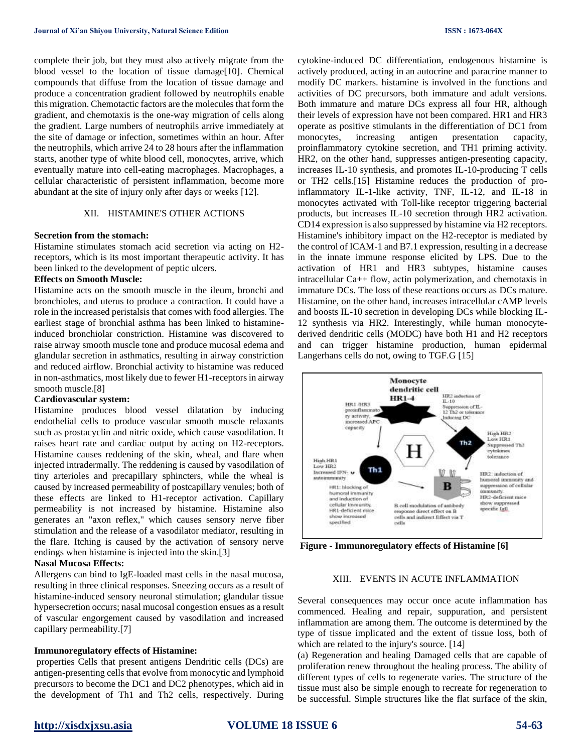complete their job, but they must also actively migrate from the blood vessel to the location of tissue damage[10]. Chemical compounds that diffuse from the location of tissue damage and produce a concentration gradient followed by neutrophils enable this migration. Chemotactic factors are the molecules that form the gradient, and chemotaxis is the one-way migration of cells along the gradient. Large numbers of neutrophils arrive immediately at the site of damage or infection, sometimes within an hour. After the neutrophils, which arrive 24 to 28 hours after the inflammation starts, another type of white blood cell, monocytes, arrive, which eventually mature into cell-eating macrophages. Macrophages, a cellular characteristic of persistent inflammation, become more abundant at the site of injury only after days or weeks [12].

## XII. HISTAMINE'S OTHER ACTIONS

**Secretion from the stomach:**

Histamine stimulates stomach acid secretion via acting on H2-receptors, which is its most important therapeutic activity. It has been linked to the development of peptic ulcers.

**Effects on Smooth Muscle:**

Histamine acts on the smooth muscle in the ileum, bronchi and bronchioles, and uterus to produce a contraction. It could have a role in the increased peristalsis that comes with food allergies. The earliest stage of bronchial asthma has been linked to histamine-induced bronchiolar constriction. Histamine was discovered to raise airway smooth muscle tone and produce mucosal edema and glandular secretion in asthmatics, resulting in airway constriction and reduced airflow. Bronchial activity to histamine was reduced in non-asthmatics, most likely due to fewer H1-receptors in airway smooth muscle.[8]

**Cardiovascular system:**

Histamine produces blood vessel dilatation by inducing endothelial cells to produce vascular smooth muscle relaxants such as prostacyclin and nitric oxide, which cause vasodilation. It raises heart rate and cardiac output by acting on H2-receptors. Histamine causes reddening of the skin, wheal, and flare when injected intradermally. The reddening is caused by vasodilation of tiny arterioles and precapillary sphincters, while the wheal is caused by increased permeability of postcapillary venules; both of these effects are linked to H1-receptor activation. Capillary permeability is not increased by histamine. Histamine also generates an "axon reflex," which causes sensory nerve fiber stimulation and the release of a vasodilator mediator, resulting in the flare. Itching is caused by the activation of sensory nerve endings when histamine is injected into the skin.[3]

**Nasal Mucosa Effects:**

Allergens can bind to IgE-loaded mast cells in the nasal mucosa, resulting in three clinical responses. Sneezing occurs as a result of histamine-induced sensory neuronal stimulation; glandular tissue hypersecretion occurs; nasal mucosal congestion ensues as a result of vascular engorgement caused by vasodilation and increased capillary permeability.[7]

**Immunoregulatory effects of Histamine:**

properties Cells that present antigens Dendritic cells (DCs) are antigen-presenting cells that evolve from monocytic and lymphoid precursors to become the DC1 and DC2 phenotypes, which aid in the development of Th1 and Th2 cells, respectively. During cytokine-induced DC differentiation, endogenous histamine is actively produced, acting in an autocrine and paracrine manner to modify DC markers. histamine is involved in the functions and activities of DC precursors, both immature and adult versions. Both immature and mature DCs express all four HR, although their levels of expression have not been compared. HR1 and HR3 operate as positive stimulants in the differentiation of DC1 from monocytes, increasing antigen presentation capacity, proinflammatory cytokine secretion, and TH1 priming activity. HR2, on the other hand, suppresses antigen-presenting capacity, increases IL-10 synthesis, and promotes IL-10-producing T cells or TH2 cells.[15] Histamine reduces the production of pro-inflammatory IL-1-like activity, TNF, IL-12, and IL-18 in monocytes activated with Toll-like receptor triggering bacterial products, but increases IL-10 secretion through HR2 activation. CD14 expression is also suppressed by histamine via H2 receptors. Histamine's inhibitory impact on the H2-receptor is mediated by the control of ICAM-1 and B7.1 expression, resulting in a decrease in the innate immune response elicited by LPS. Due to the activation of HR1 and HR3 subtypes, histamine causes intracellular Ca++ flow, actin polymerization, and chemotaxis in immature DCs. The loss of these reactions occurs as DCs mature. Histamine, on the other hand, increases intracellular cAMP levels and boosts IL-10 secretion in developing DCs while blocking IL-12 synthesis via HR2. Interestingly, while human monocyte-derived dendritic cells (MODC) have both H1 and H2 receptors and can trigger histamine production, human epidermal Langerhans cells do not, owing to TGF.G [15]

**Figure - Immunoregulatory effects of Histamine [6]**

## XIII. EVENTS IN ACUTE INFLAMMATION

Several consequences may occur once acute inflammation has commenced. Healing and repair, suppuration, and persistent inflammation are among them. The outcome is determined by the type of tissue implicated and the extent of tissue loss, both of which are related to the injury's source. [14]

(a) Regeneration and healing Damaged cells that are capable of proliferation renew throughout the healing process. The ability of different types of cells to regenerate varies. The structure of the tissue must also be simple enough to recreate for regeneration to be successful. Simple structures like the flat surface of the skin,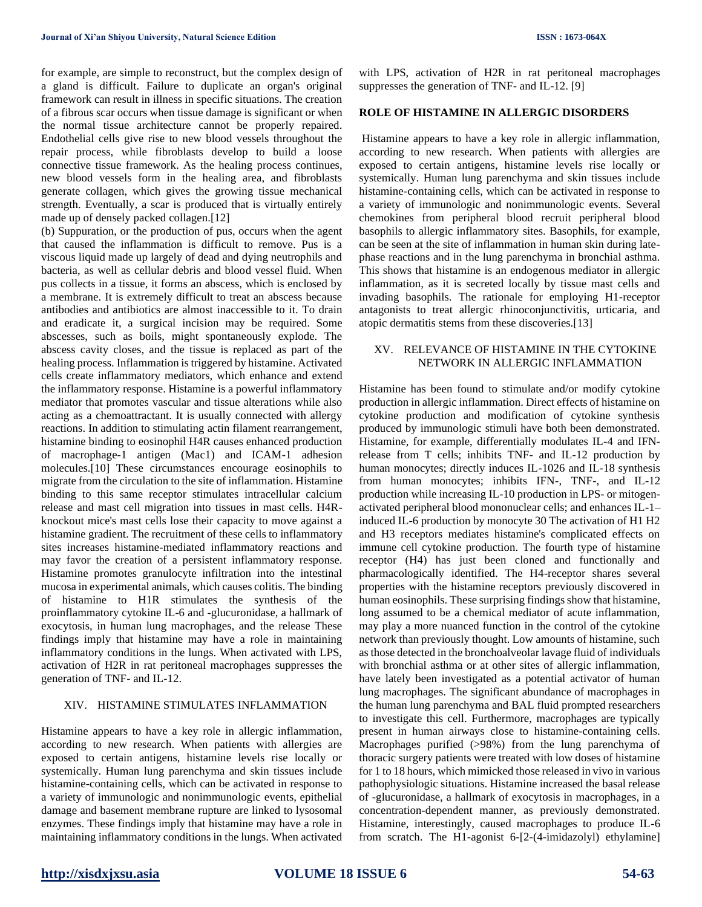for example, are simple to reconstruct, but the complex design of a gland is difficult. Failure to duplicate an organ's original framework can result in illness in specific situations. The creation of a fibrous scar occurs when tissue damage is significant or when the normal tissue architecture cannot be properly repaired. Endothelial cells give rise to new blood vessels throughout the repair process, while fibroblasts develop to build a loose connective tissue framework. As the healing process continues, new blood vessels form in the healing area, and fibroblasts generate collagen, which gives the growing tissue mechanical strength. Eventually, a scar is produced that is virtually entirely made up of densely packed collagen.[12]

(b) Suppuration, or the production of pus, occurs when the agent that caused the inflammation is difficult to remove. Pus is a viscous liquid made up largely of dead and dying neutrophils and bacteria, as well as cellular debris and blood vessel fluid. When pus collects in a tissue, it forms an abscess, which is enclosed by a membrane. It is extremely difficult to treat an abscess because antibodies and antibiotics are almost inaccessible to it. To drain and eradicate it, a surgical incision may be required. Some abscesses, such as boils, might spontaneously explode. The abscess cavity closes, and the tissue is replaced as part of the healing process. Inflammation is triggered by histamine. Activated cells create inflammatory mediators, which enhance and extend the inflammatory response. Histamine is a powerful inflammatory mediator that promotes vascular and tissue alterations while also acting as a chemoattractant. It is usually connected with allergy reactions. In addition to stimulating actin filament rearrangement, histamine binding to eosinophil H4R causes enhanced production of macrophage-1 antigen (Mac1) and ICAM-1 adhesion molecules.[10] These circumstances encourage eosinophils to migrate from the circulation to the site of inflammation. Histamine binding to this same receptor stimulates intracellular calcium release and mast cell migration into tissues in mast cells. H4R-knockout mice's mast cells lose their capacity to move against a histamine gradient. The recruitment of these cells to inflammatory sites increases histamine-mediated inflammatory reactions and may favor the creation of a persistent inflammatory response. Histamine promotes granulocyte infiltration into the intestinal mucosa in experimental animals, which causes colitis. The binding of histamine to H1R stimulates the synthesis of the proinflammatory cytokine IL-6 and -glucuronidase, a hallmark of exocytosis, in human lung macrophages, and the release These findings imply that histamine may have a role in maintaining inflammatory conditions in the lungs. When activated with LPS, activation of H2R in rat peritoneal macrophages suppresses the generation of TNF- and IL-12.

## XIV. HISTAMINE STIMULATES INFLAMMATION

Histamine appears to have a key role in allergic inflammation, according to new research. When patients with allergies are exposed to certain antigens, histamine levels rise locally or systemically. Human lung parenchyma and skin tissues include histamine-containing cells, which can be activated in response to a variety of immunologic and nonimmunologic events, epithelial damage and basement membrane rupture are linked to lysosomal enzymes. These findings imply that histamine may have a role in maintaining inflammatory conditions in the lungs. When activated with LPS, activation of H2R in rat peritoneal macrophages suppresses the generation of TNF- and IL-12. [9]

**ROLE OF HISTAMINE IN ALLERGIC DISORDERS**

Histamine appears to have a key role in allergic inflammation, according to new research. When patients with allergies are exposed to certain antigens, histamine levels rise locally or systemically. Human lung parenchyma and skin tissues include histamine-containing cells, which can be activated in response to a variety of immunologic and nonimmunologic events. Several chemokines from peripheral blood recruit peripheral blood basophils to allergic inflammatory sites. Basophils, for example, can be seen at the site of inflammation in human skin during late-phase reactions and in the lung parenchyma in bronchial asthma. This shows that histamine is an endogenous mediator in allergic inflammation, as it is secreted locally by tissue mast cells and invading basophils. The rationale for employing H1-receptor antagonists to treat allergic rhinoconjunctivitis, urticaria, and atopic dermatitis stems from these discoveries.[13]

## XV. RELEVANCE OF HISTAMINE IN THE CYTOKINE NETWORK IN ALLERGIC INFLAMMATION

Histamine has been found to stimulate and/or modify cytokine production in allergic inflammation. Direct effects of histamine on cytokine production and modification of cytokine synthesis produced by immunologic stimuli have both been demonstrated. Histamine, for example, differentially modulates IL-4 and IFN-release from T cells; inhibits TNF- and IL-12 production by human monocytes; directly induces IL-1026 and IL-18 synthesis from human monocytes; inhibits IFN-, TNF-, and IL-12 production while increasing IL-10 production in LPS- or mitogen-activated peripheral blood mononuclear cells; and enhances IL-1–induced IL-6 production by monocyte 30 The activation of H1 H2 and H3 receptors mediates histamine's complicated effects on immune cell cytokine production. The fourth type of histamine receptor (H4) has just been cloned and functionally and pharmacologically identified. The H4-receptor shares several properties with the histamine receptors previously discovered in human eosinophils. These surprising findings show that histamine, long assumed to be a chemical mediator of acute inflammation, may play a more nuanced function in the control of the cytokine network than previously thought. Low amounts of histamine, such as those detected in the bronchoalveolar lavage fluid of individuals with bronchial asthma or at other sites of allergic inflammation, have lately been investigated as a potential activator of human lung macrophages. The significant abundance of macrophages in the human lung parenchyma and BAL fluid prompted researchers to investigate this cell. Furthermore, macrophages are typically present in human airways close to histamine-containing cells. Macrophages purified (>98%) from the lung parenchyma of thoracic surgery patients were treated with low doses of histamine for 1 to 18 hours, which mimicked those released in vivo in various pathophysiologic situations. Histamine increased the basal release of -glucuronidase, a hallmark of exocytosis in macrophages, in a concentration-dependent manner, as previously demonstrated. Histamine, interestingly, caused macrophages to produce IL-6 from scratch. The H1-agonist 6-[2-(4-imidazolyl) ethylamine]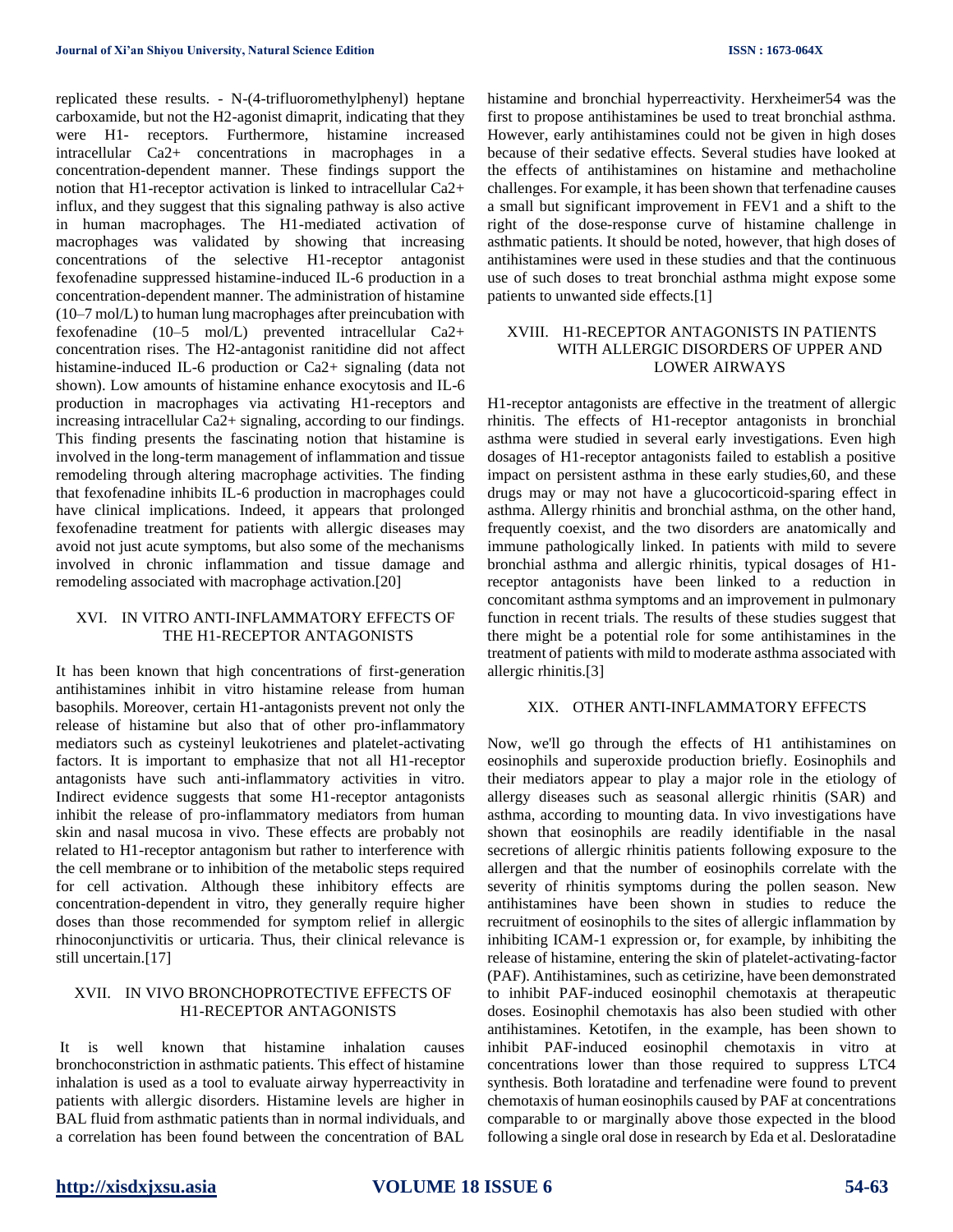replicated these results. - N-(4-trifluoromethylphenyl) heptane carboxamide, but not the H2-agonist dimaprit, indicating that they were H1- receptors. Furthermore, histamine increased intracellular $Ca^{2+}$ concentrations in macrophages in a concentration-dependent manner. These findings support the notion that H1-receptor activation is linked to intracellular $Ca^{2+}$ influx, and they suggest that this signaling pathway is also active in human macrophages. The H1-mediated activation of macrophages was validated by showing that increasing concentrations of the selective H1-receptor antagonist fexofenadine suppressed histamine-induced IL-6 production in a concentration-dependent manner. The administration of histamine (10–7 mol/L) to human lung macrophages after preincubation with fexofenadine (10–5 mol/L) prevented intracellular $Ca^{2+}$ concentration rises. The H2-antagonist ranitidine did not affect histamine-induced IL-6 production or $Ca^{2+}$ signaling (data not shown). Low amounts of histamine enhance exocytosis and IL-6 production in macrophages via activating H1-receptors and increasing intracellular $Ca^{2+}$ signaling, according to our findings. This finding presents the fascinating notion that histamine is involved in the long-term management of inflammation and tissue remodeling through altering macrophage activities. The finding that fexofenadine inhibits IL-6 production in macrophages could have clinical implications. Indeed, it appears that prolonged fexofenadine treatment for patients with allergic diseases may avoid not just acute symptoms, but also some of the mechanisms involved in chronic inflammation and tissue damage and remodeling associated with macrophage activation.[20]

## XVI. IN VITRO ANTI-INFLAMMATORY EFFECTS OF THE H1-RECEPTOR ANTAGONISTS

It has been known that high concentrations of first-generation antihistamines inhibit in vitro histamine release from human basophils. Moreover, certain H1-antagonists prevent not only the release of histamine but also that of other pro-inflammatory mediators such as cysteinyl leukotrienes and platelet-activating factors. It is important to emphasize that not all H1-receptor antagonists have such anti-inflammatory activities in vitro. Indirect evidence suggests that some H1-receptor antagonists inhibit the release of pro-inflammatory mediators from human skin and nasal mucosa in vivo. These effects are probably not related to H1-receptor antagonism but rather to interference with the cell membrane or to inhibition of the metabolic steps required for cell activation. Although these inhibitory effects are concentration-dependent in vitro, they generally require higher doses than those recommended for symptom relief in allergic rhinoconjunctivitis or urticaria. Thus, their clinical relevance is still uncertain.[17]

## XVII. IN VIVO BRONCHOPROTECTIVE EFFECTS OF H1-RECEPTOR ANTAGONISTS

It is well known that histamine inhalation causes bronchoconstriction in asthmatic patients. This effect of histamine inhalation is used as a tool to evaluate airway hyperreactivity in patients with allergic disorders. Histamine levels are higher in BAL fluid from asthmatic patients than in normal individuals, and a correlation has been found between the concentration of BAL histamine and bronchial hyperreactivity. Herxheimer54 was the first to propose antihistamines be used to treat bronchial asthma. However, early antihistamines could not be given in high doses because of their sedative effects. Several studies have looked at the effects of antihistamines on histamine and methacholine challenges. For example, it has been shown that terfenadine causes a small but significant improvement in FEV1 and a shift to the right of the dose-response curve of histamine challenge in asthmatic patients. It should be noted, however, that high doses of antihistamines were used in these studies and that the continuous use of such doses to treat bronchial asthma might expose some patients to unwanted side effects.[1]

## XVIII. H1-RECEPTOR ANTAGONISTS IN PATIENTS WITH ALLERGIC DISORDERS OF UPPER AND LOWER AIRWAYS

H1-receptor antagonists are effective in the treatment of allergic rhinitis. The effects of H1-receptor antagonists in bronchial asthma were studied in several early investigations. Even high dosages of H1-receptor antagonists failed to establish a positive impact on persistent asthma in these early studies,60, and these drugs may or may not have a glucocorticoid-sparing effect in asthma. Allergy rhinitis and bronchial asthma, on the other hand, frequently coexist, and the two disorders are anatomically and immune pathologically linked. In patients with mild to severe bronchial asthma and allergic rhinitis, typical dosages of H1-receptor antagonists have been linked to a reduction in concomitant asthma symptoms and an improvement in pulmonary function in recent trials. The results of these studies suggest that there might be a potential role for some antihistamines in the treatment of patients with mild to moderate asthma associated with allergic rhinitis.[3]

## XIX. OTHER ANTI-INFLAMMATORY EFFECTS

Now, we'll go through the effects of H1 antihistamines on eosinophils and superoxide production briefly. Eosinophils and their mediators appear to play a major role in the etiology of allergy diseases such as seasonal allergic rhinitis (SAR) and asthma, according to mounting data. In vivo investigations have shown that eosinophils are readily identifiable in the nasal secretions of allergic rhinitis patients following exposure to the allergen and that the number of eosinophils correlate with the severity of rhinitis symptoms during the pollen season. New antihistamines have been shown in studies to reduce the recruitment of eosinophils to the sites of allergic inflammation by inhibiting ICAM-1 expression or, for example, by inhibiting the release of histamine, entering the skin of platelet-activating-factor (PAF). Antihistamines, such as cetirizine, have been demonstrated to inhibit PAF-induced eosinophil chemotaxis at therapeutic doses. Eosinophil chemotaxis has also been studied with other antihistamines. Ketotifen, in the example, has been shown to inhibit PAF-induced eosinophil chemotaxis in vitro at concentrations lower than those required to suppress LTC4 synthesis. Both loratadine and terfenadine were found to prevent chemotaxis of human eosinophils caused by PAF at concentrations comparable to or marginally above those expected in the blood following a single oral dose in research by Eda et al. Desloratadine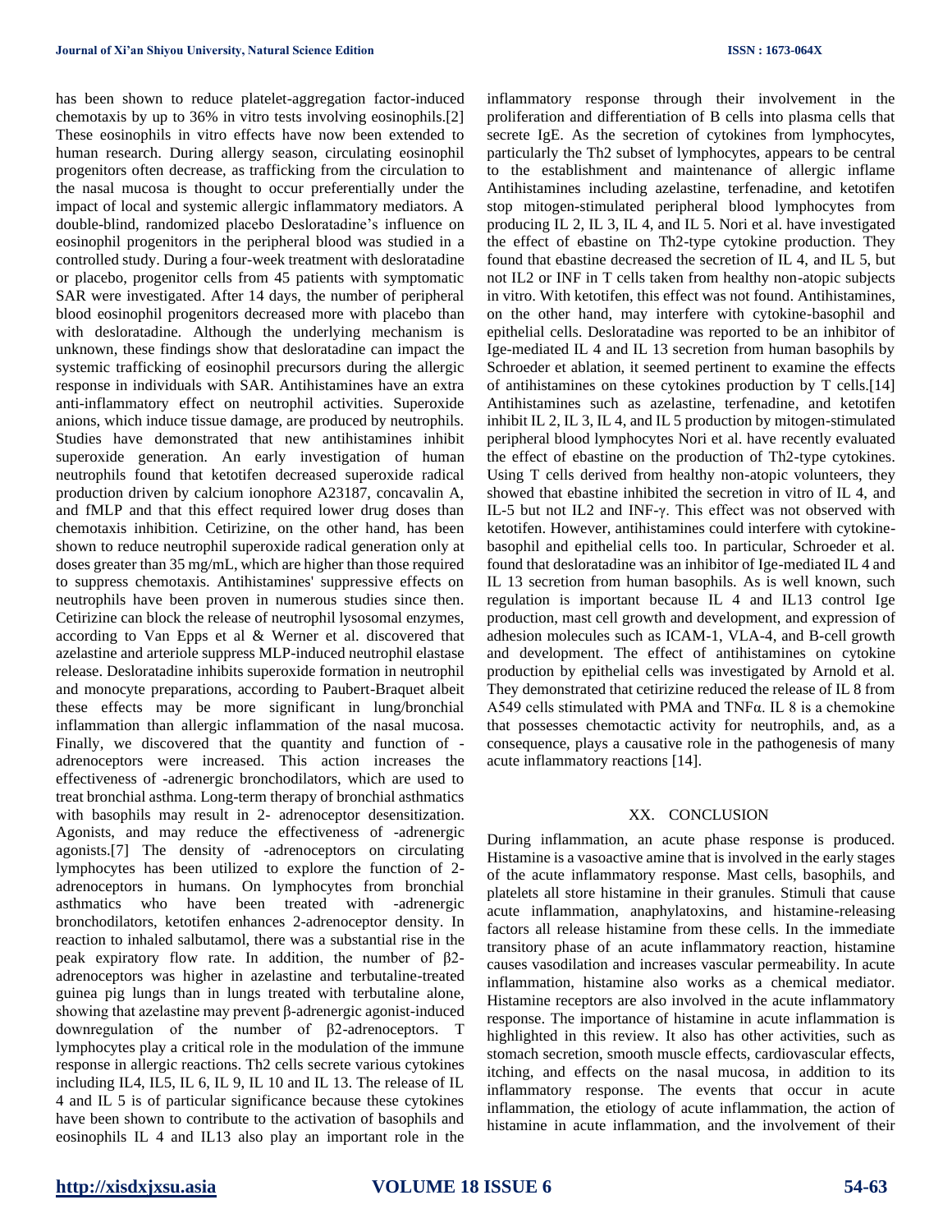has been shown to reduce platelet-aggregation factor-induced chemotaxis by up to 36% in vitro tests involving eosinophils.[2] These eosinophils in vitro effects have now been extended to human research. During allergy season, circulating eosinophil progenitors often decrease, as trafficking from the circulation to the nasal mucosa is thought to occur preferentially under the impact of local and systemic allergic inflammatory mediators. A double-blind, randomized placebo Desloratadine's influence on eosinophil progenitors in the peripheral blood was studied in a controlled study. During a four-week treatment with desloratadine or placebo, progenitor cells from 45 patients with symptomatic SAR were investigated. After 14 days, the number of peripheral blood eosinophil progenitors decreased more with placebo than with desloratadine. Although the underlying mechanism is unknown, these findings show that desloratadine can impact the systemic trafficking of eosinophil precursors during the allergic response in individuals with SAR. Antihistamines have an extra anti-inflammatory effect on neutrophil activities. Superoxide anions, which induce tissue damage, are produced by neutrophils. Studies have demonstrated that new antihistamines inhibit superoxide generation. An early investigation of human neutrophils found that ketotifen decreased superoxide radical production driven by calcium ionophore A23187, concavalin A, and fMLP and that this effect required lower drug doses than chemotaxis inhibition. Cetirizine, on the other hand, has been shown to reduce neutrophil superoxide radical generation only at doses greater than 35 mg/mL, which are higher than those required to suppress chemotaxis. Antihistamines' suppressive effects on neutrophils have been proven in numerous studies since then. Cetirizine can block the release of neutrophil lysosomal enzymes, according to Van Epps et al & Werner et al. discovered that azelastine and arteriole suppress MLP-induced neutrophil elastase release. Desloratadine inhibits superoxide formation in neutrophil and monocyte preparations, according to Paubert-Braquet albeit these effects may be more significant in lung/bronchial inflammation than allergic inflammation of the nasal mucosa. Finally, we discovered that the quantity and function of -adrenoceptors were increased. This action increases the effectiveness of -adrenergic bronchodilators, which are used to treat bronchial asthma. Long-term therapy of bronchial asthmatics with basophils may result in 2- adrenoceptor desensitization. Agonists, and may reduce the effectiveness of -adrenergic agonists.[7] The density of -adrenoceptors on circulating lymphocytes has been utilized to explore the function of 2-adrenoceptors in humans. On lymphocytes from bronchial asthmatics who have been treated with -adrenergic bronchodilators, ketotifen enhances 2-adrenoceptor density. In reaction to inhaled salbutamol, there was a substantial rise in the peak expiratory flow rate. In addition, the number of β2-adrenoceptors was higher in azelastine and terbutaline-treated guinea pig lungs than in lungs treated with terbutaline alone, showing that azelastine may prevent β-adrenergic agonist-induced downregulation of the number of β2-adrenoceptors. T lymphocytes play a critical role in the modulation of the immune response in allergic reactions. Th2 cells secrete various cytokines including IL4, IL5, IL 6, IL 9, IL 10 and IL 13. The release of IL 4 and IL 5 is of particular significance because these cytokines have been shown to contribute to the activation of basophils and eosinophils IL 4 and IL13 also play an important role in the inflammatory response through their involvement in the proliferation and differentiation of B cells into plasma cells that secrete IgE. As the secretion of cytokines from lymphocytes, particularly the Th2 subset of lymphocytes, appears to be central to the establishment and maintenance of allergic inflame Antihistamines including azelastine, terfenadine, and ketotifen stop mitogen-stimulated peripheral blood lymphocytes from producing IL 2, IL 3, IL 4, and IL 5. Nori et al. have investigated the effect of ebastine on Th2-type cytokine production. They found that ebastine decreased the secretion of IL 4, and IL 5, but not IL2 or INF in T cells taken from healthy non-atopic subjects in vitro. With ketotifen, this effect was not found. Antihistamines, on the other hand, may interfere with cytokine-basophil and epithelial cells. Desloratadine was reported to be an inhibitor of Ige-mediated IL 4 and IL 13 secretion from human basophils by Schroeder et ablation, it seemed pertinent to examine the effects of antihistamines on these cytokines production by T cells.[14] Antihistamines such as azelastine, terfenadine, and ketotifen inhibit IL 2, IL 3, IL 4, and IL 5 production by mitogen-stimulated peripheral blood lymphocytes Nori et al. have recently evaluated the effect of ebastine on the production of Th2-type cytokines. Using T cells derived from healthy non-atopic volunteers, they showed that ebastine inhibited the secretion in vitro of IL 4, and IL-5 but not IL2 and INF-γ. This effect was not observed with ketotifen. However, antihistamines could interfere with cytokine-basophil and epithelial cells too. In particular, Schroeder et al. found that desloratadine was an inhibitor of Ige-mediated IL 4 and IL 13 secretion from human basophils. As is well known, such regulation is important because IL 4 and IL13 control Ige production, mast cell growth and development, and expression of adhesion molecules such as ICAM-1, VLA-4, and B-cell growth and development. The effect of antihistamines on cytokine production by epithelial cells was investigated by Arnold et al. They demonstrated that cetirizine reduced the release of IL 8 from A549 cells stimulated with PMA and TNFα. IL 8 is a chemokine that possesses chemotactic activity for neutrophils, and, as a consequence, plays a causative role in the pathogenesis of many acute inflammatory reactions [14].

## XX. CONCLUSION

During inflammation, an acute phase response is produced. Histamine is a vasoactive amine that is involved in the early stages of the acute inflammatory response. Mast cells, basophils, and platelets all store histamine in their granules. Stimuli that cause acute inflammation, anaphylatoxins, and histamine-releasing factors all release histamine from these cells. In the immediate transitory phase of an acute inflammatory reaction, histamine causes vasodilation and increases vascular permeability. In acute inflammation, histamine also works as a chemical mediator. Histamine receptors are also involved in the acute inflammatory response. The importance of histamine in acute inflammation is highlighted in this review. It also has other activities, such as stomach secretion, smooth muscle effects, cardiovascular effects, itching, and effects on the nasal mucosa, in addition to its inflammatory response. The events that occur in acute inflammation, the etiology of acute inflammation, the action of histamine in acute inflammation, and the involvement of their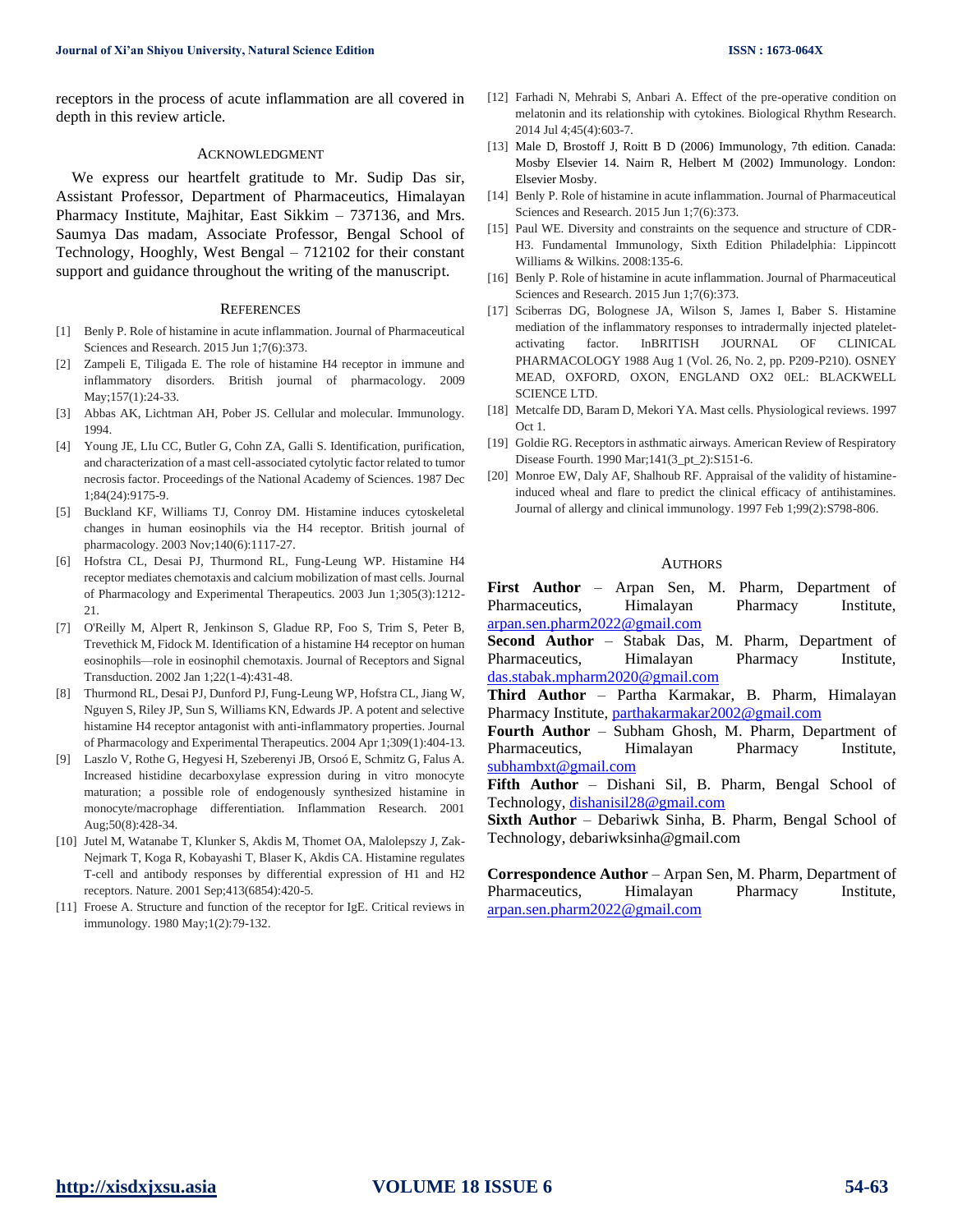receptors in the process of acute inflammation are all covered in depth in this review article.

## Acknowledgment

We express our heartfelt gratitude to Mr. Sudip Das sir, Assistant Professor, Department of Pharmaceutics, Himalayan Pharmacy Institute, Majhitar, East Sikkim – 737136, and Mrs. Saumya Das madam, Associate Professor, Bengal School of Technology, Hooghly, West Bengal – 712102 for their constant support and guidance throughout the writing of the manuscript.

## References

[1] Benly P. Role of histamine in acute inflammation. Journal of Pharmaceutical Sciences and Research. 2015 Jun 1;7(6):373.

[2] Zampeli E, Tiligada E. The role of histamine H4 receptor in immune and inflammatory disorders. British journal of pharmacology. 2009 May;157(1):24-33.

[3] Abbas AK, Lichtman AH, Pober JS. Cellular and molecular. Immunology. 1994.

[4] Young JE, LIu CC, Butler G, Cohn ZA, Galli S. Identification, purification, and characterization of a mast cell-associated cytolytic factor related to tumor necrosis factor. Proceedings of the National Academy of Sciences. 1987 Dec 1;84(24):9175-9.

[5] Buckland KF, Williams TJ, Conroy DM. Histamine induces cytoskeletal changes in human eosinophils via the H4 receptor. British journal of pharmacology. 2003 Nov;140(6):1117-27.

[6] Hofstra CL, Desai PJ, Thurmond RL, Fung-Leung WP. Histamine H4 receptor mediates chemotaxis and calcium mobilization of mast cells. Journal of Pharmacology and Experimental Therapeutics. 2003 Jun 1;305(3):1212-21.

[7] O'Reilly M, Alpert R, Jenkinson S, Gladue RP, Foo S, Trim S, Peter B, Trevethick M, Fidock M. Identification of a histamine H4 receptor on human eosinophils—role in eosinophil chemotaxis. Journal of Receptors and Signal Transduction. 2002 Jan 1;22(1-4):431-48.

[8] Thurmond RL, Desai PJ, Dunford PJ, Fung-Leung WP, Hofstra CL, Jiang W, Nguyen S, Riley JP, Sun S, Williams KN, Edwards JP. A potent and selective histamine H4 receptor antagonist with anti-inflammatory properties. Journal of Pharmacology and Experimental Therapeutics. 2004 Apr 1;309(1):404-13.

[9] Laszlo V, Rothe G, Hegyesi H, Szeberenyi JB, Orsoó E, Schmitz G, Falus A. Increased histidine decarboxylase expression during in vitro monocyte maturation; a possible role of endogenously synthesized histamine in monocyte/macrophage differentiation. Inflammation Research. 2001 Aug;50(8):428-34.

[10] Jutel M, Watanabe T, Klunker S, Akdis M, Thomet OA, Malolepszy J, Zak-Nejmark T, Koga R, Kobayashi T, Blaser K, Akdis CA. Histamine regulates T-cell and antibody responses by differential expression of H1 and H2 receptors. Nature. 2001 Sep;413(6854):420-5.

[11] Froese A. Structure and function of the receptor for IgE. Critical reviews in immunology. 1980 May;1(2):79-132.

[12] Farhadi N, Mehrabi S, Anbari A. Effect of the pre-operative condition on melatonin and its relationship with cytokines. Biological Rhythm Research. 2014 Jul 4;45(4):603-7.

[13] Male D, Brostoff J, Roitt B D (2006) Immunology, 7th edition. Canada: Mosby Elsevier 14. Nairn R, Helbert M (2002) Immunology. London: Elsevier Mosby.

[14] Benly P. Role of histamine in acute inflammation. Journal of Pharmaceutical Sciences and Research. 2015 Jun 1;7(6):373.

[15] Paul WE. Diversity and constraints on the sequence and structure of CDR-H3. Fundamental Immunology, Sixth Edition Philadelphia: Lippincott Williams & Wilkins. 2008:135-6.

[16] Benly P. Role of histamine in acute inflammation. Journal of Pharmaceutical Sciences and Research. 2015 Jun 1;7(6):373.

[17] Sciberras DG, Bolognese JA, Wilson S, James I, Baber S. Histamine mediation of the inflammatory responses to intradermally injected platelet-activating factor. InBRITISH JOURNAL OF CLINICAL PHARMACOLOGY 1988 Aug 1 (Vol. 26, No. 2, pp. P209-P210). OSNEY MEAD, OXFORD, OXON, ENGLAND OX2 0EL: BLACKWELL SCIENCE LTD.

[18] Metcalfe DD, Baram D, Mekori YA. Mast cells. Physiological reviews. 1997 Oct 1.

[19] Goldie RG. Receptors in asthmatic airways. American Review of Respiratory Disease Fourth. 1990 Mar;141(3_pt_2):S151-6.

[20] Monroe EW, Daly AF, Shalhoub RF. Appraisal of the validity of histamine-induced wheal and flare to predict the clinical efficacy of antihistamines. Journal of allergy and clinical immunology. 1997 Feb 1;99(2):S798-806.

## Authors

**First Author** – Arpan Sen, M. Pharm, Department of Pharmaceutics, Himalayan Pharmacy Institute, arpan.sen.pharm2022@gmail.com

**Second Author** – Stabak Das, M. Pharm, Department of Pharmaceutics, Himalayan Pharmacy Institute, das.stabak.mpharm2020@gmail.com

**Third Author** – Partha Karmakar, B. Pharm, Himalayan Pharmacy Institute, parthakarmakar2002@gmail.com

**Fourth Author** – Subham Ghosh, M. Pharm, Department of Pharmaceutics, Himalayan Pharmacy Institute, subhambxt@gmail.com

**Fifth Author** – Dishani Sil, B. Pharm, Bengal School of Technology, dishanisil28@gmail.com

**Sixth Author** – Debariwk Sinha, B. Pharm, Bengal School of Technology, debariwksinha@gmail.com

**Correspondence Author** – Arpan Sen, M. Pharm, Department of Pharmaceutics, Himalayan Pharmacy Institute, arpan.sen.pharm2022@gmail.com